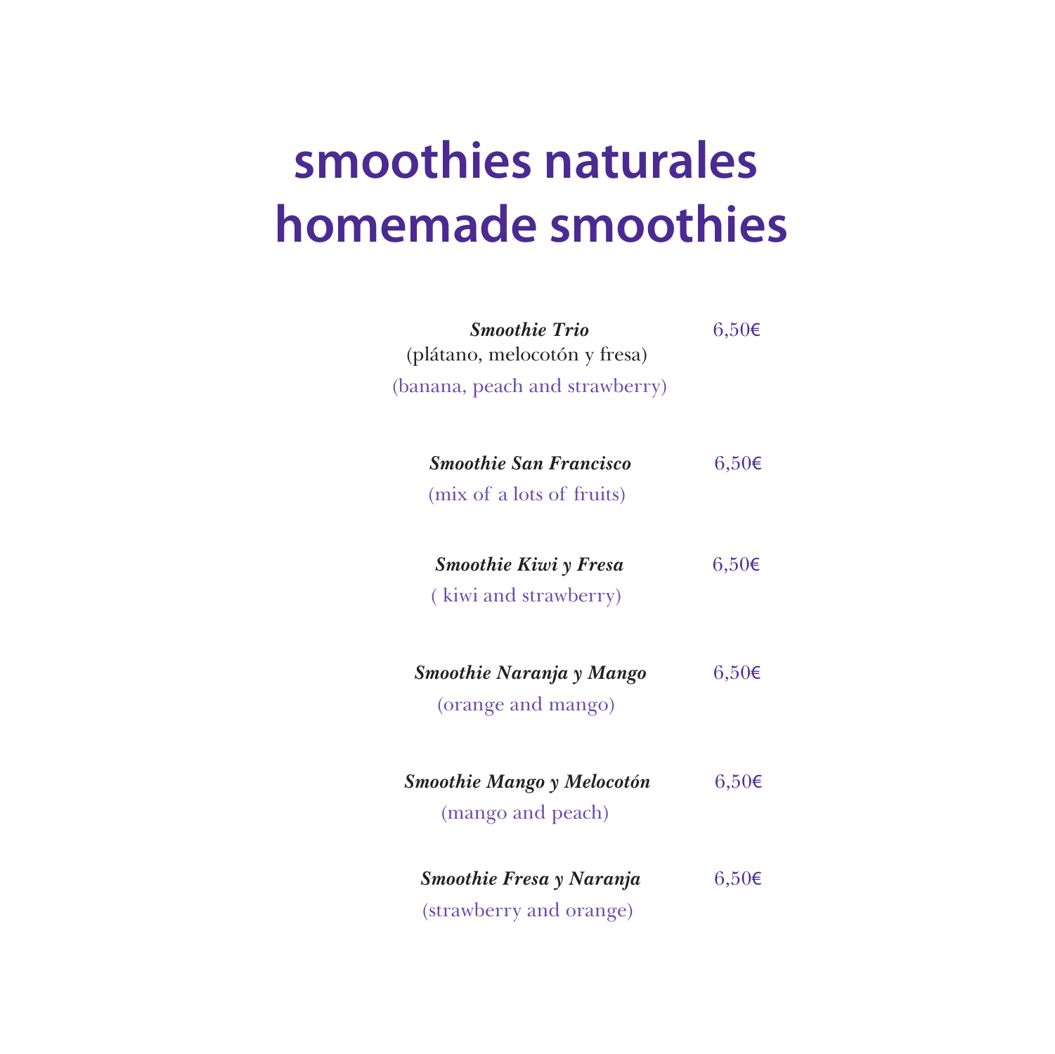# smoothies naturales
# homemade smoothies

***Smoothie Trio*** 6,50€
(plátano, melocotón y fresa)
(banana, peach and strawberry)

***Smoothie San Francisco*** 6,50€
(mix of a lots of fruits)

***Smoothie Kiwi y Fresa*** 6,50€
( kiwi and strawberry)

***Smoothie Naranja y Mango*** 6,50€
(orange and mango)

***Smoothie Mango y Melocotón*** 6,50€
(mango and peach)

***Smoothie Fresa y Naranja*** 6,50€
(strawberry and orange)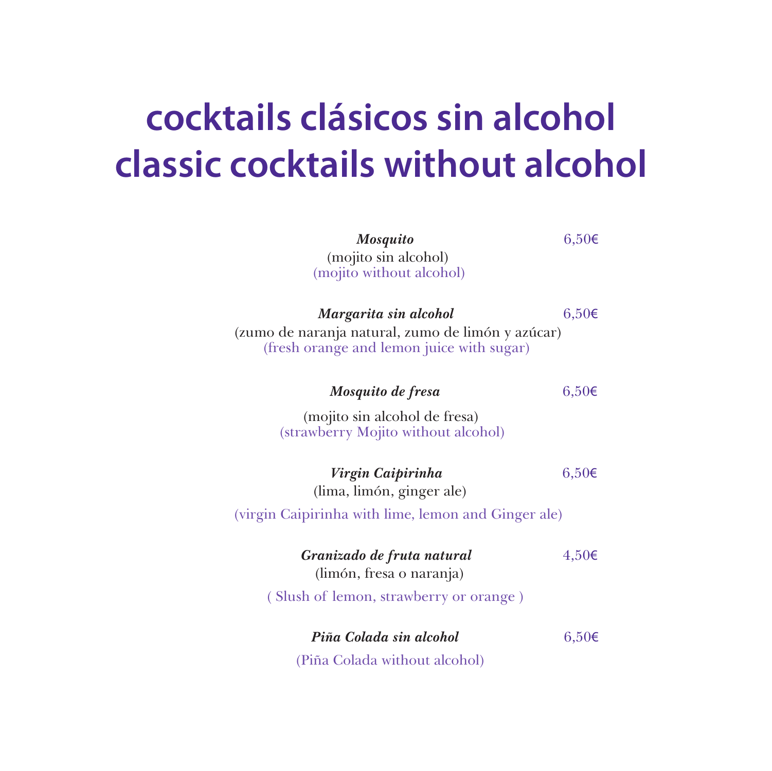# cocktails clásicos sin alcohol
# classic cocktails without alcohol

***Mosquito*** 6,50€
(mojito sin alcohol)
(mojito without alcohol)

***Margarita sin alcohol*** 6,50€
(zumo de naranja natural, zumo de limón y azúcar)
(fresh orange and lemon juice with sugar)

***Mosquito de fresa*** 6,50€
(mojito sin alcohol de fresa)
(strawberry Mojito without alcohol)

***Virgin Caipirinha*** 6,50€
(lima, limón, ginger ale)
(virgin Caipirinha with lime, lemon and Ginger ale)

***Granizado de fruta natural*** 4,50€
(limón, fresa o naranja)
( Slush of lemon, strawberry or orange )

***Piña Colada sin alcohol*** 6,50€
(Piña Colada without alcohol)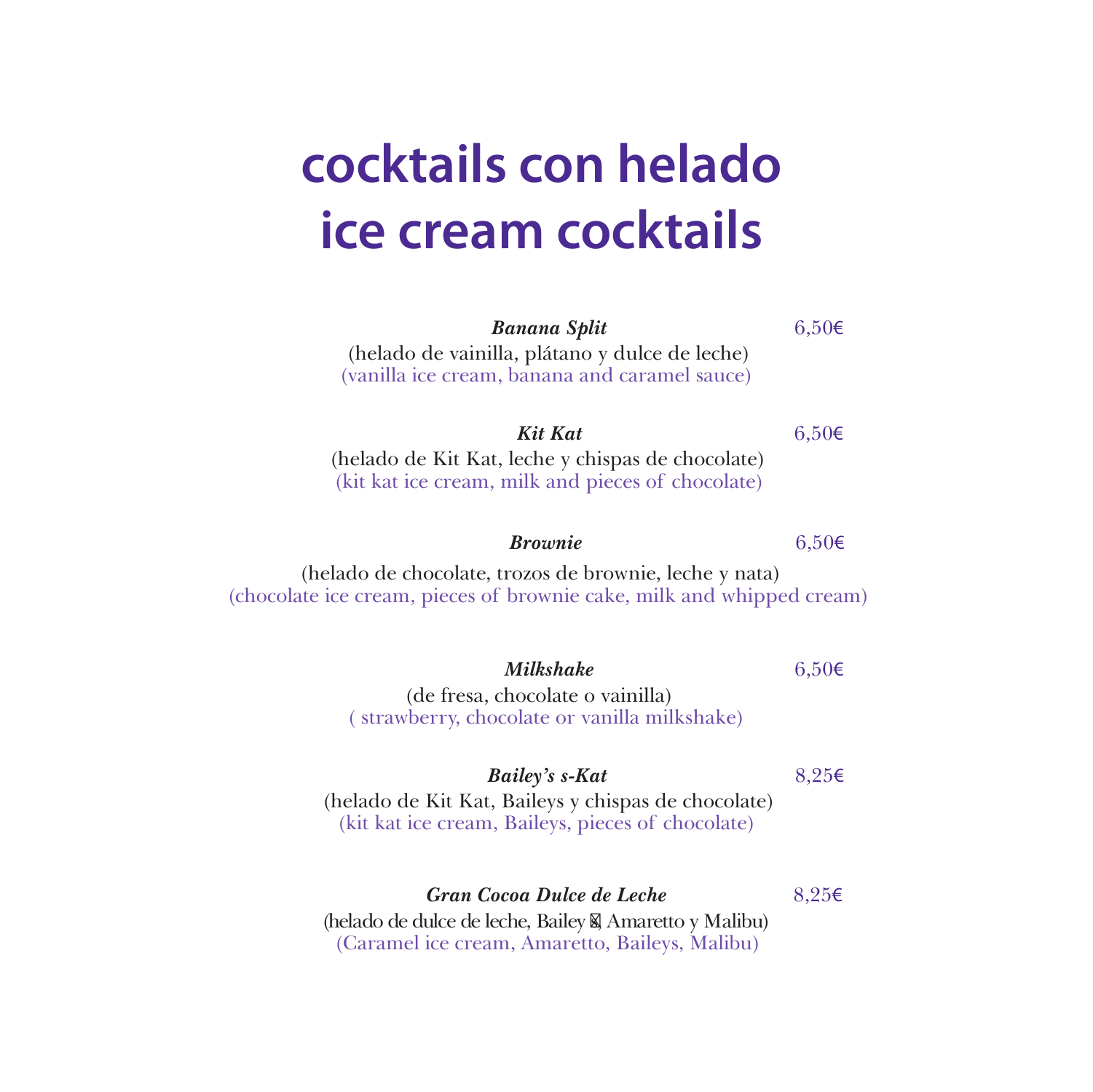# cocktails con helado
# ice cream cocktails

***Banana Split*** 6,50€

(helado de vainilla, plátano y dulce de leche)
(vanilla ice cream, banana and caramel sauce)

***Kit Kat*** 6,50€

(helado de Kit Kat, leche y chispas de chocolate)
(kit kat ice cream, milk and pieces of chocolate)

***Brownie*** 6,50€

(helado de chocolate, trozos de brownie, leche y nata)
(chocolate ice cream, pieces of brownie cake, milk and whipped cream)

***Milkshake*** 6,50€

(de fresa, chocolate o vainilla)
( strawberry, chocolate or vanilla milkshake)

***Bailey's s-Kat*** 8,25€

(helado de Kit Kat, Baileys y chispas de chocolate)
(kit kat ice cream, Baileys, pieces of chocolate)

***Gran Cocoa Dulce de Leche*** 8,25€

(helado de dulce de leche, Bailey's, Amaretto y Malibu)
(Caramel ice cream, Amaretto, Baileys, Malibu)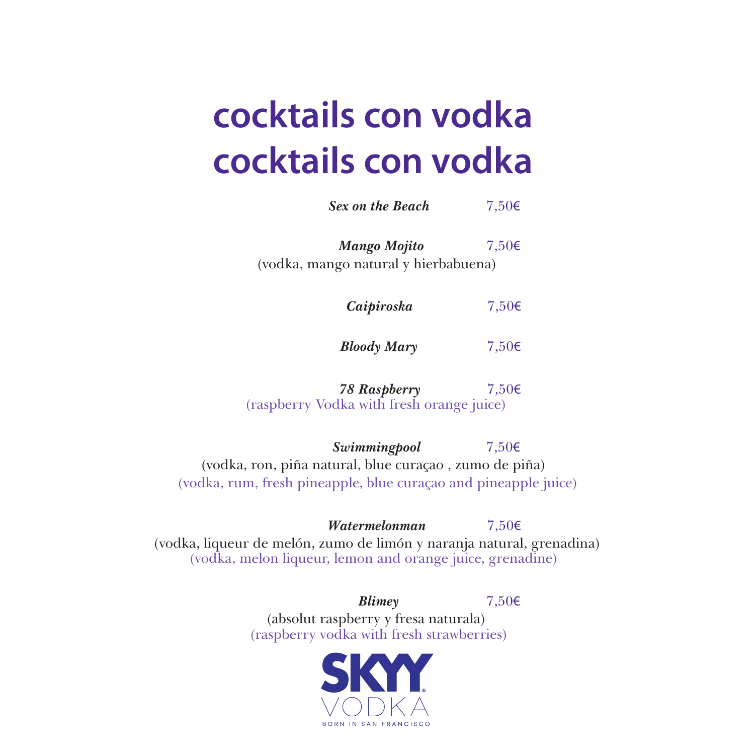# cocktails con vodka
# cocktails con vodka

***Sex on the Beach*** 7,50€

***Mango Mojito*** 7,50€
(vodka, mango natural y hierbabuena)

***Caipiroska*** 7,50€

***Bloody Mary*** 7,50€

***78 Raspberry*** 7,50€
(raspberry Vodka with fresh orange juice)

***Swimmingpool*** 7,50€
(vodka, ron, piña natural, blue curaçao , zumo de piña)
(vodka, rum, fresh pineapple, blue curaçao and pineapple juice)

***Watermelonman*** 7,50€
(vodka, liqueur de melón, zumo de limón y naranja natural, grenadina)
(vodka, melon liqueur, lemon and orange juice, grenadine)

***Blimey*** 7,50€
(absolut raspberry y fresa naturala)
(raspberry vodka with fresh strawberries)

SKYY® VODKA
BORN IN SAN FRANCISCO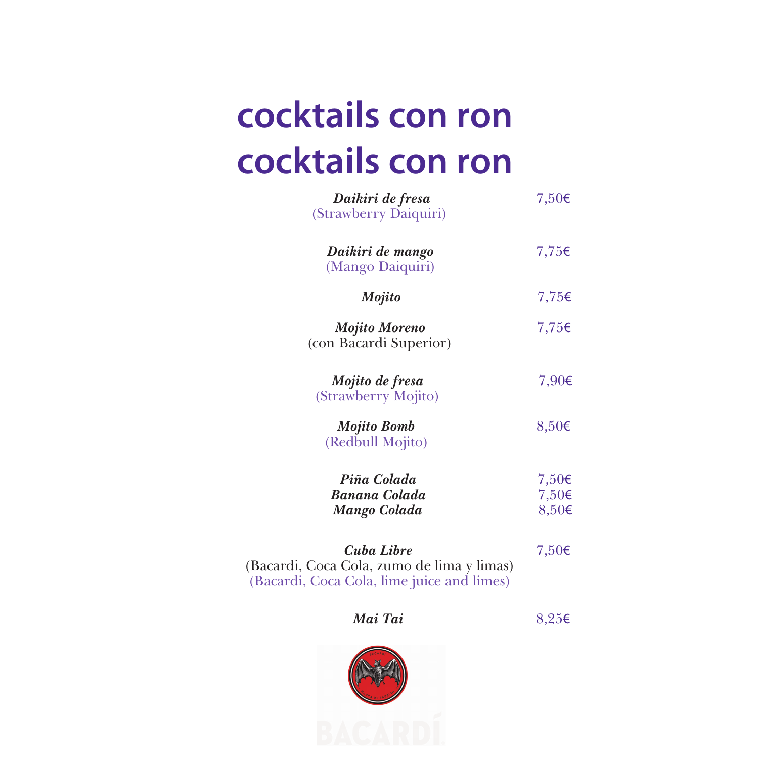# cocktails con ron

# cocktails con ron

| | |
|---|---|
| ***Daikiri de fresa***<br>(Strawberry Daiquiri) | 7,50€ |
| ***Daikiri de mango***<br>(Mango Daiquiri) | 7,75€ |
| ***Mojito*** | 7,75€ |
| ***Mojito Moreno***<br>(con Bacardi Superior) | 7,75€ |
| ***Mojito de fresa***<br>(Strawberry Mojito) | 7,90€ |
| ***Mojito Bomb***<br>(Redbull Mojito) | 8,50€ |
| ***Piña Colada*** | 7,50€ |
| ***Banana Colada*** | 7,50€ |
| ***Mango Colada*** | 8,50€ |
| ***Cuba Libre***<br>(Bacardi, Coca Cola, zumo de lima y limas)<br>(Bacardi, Coca Cola, lime juice and limes) | 7,50€ |
| ***Mai Tai*** | 8,25€ |

BACARDÍ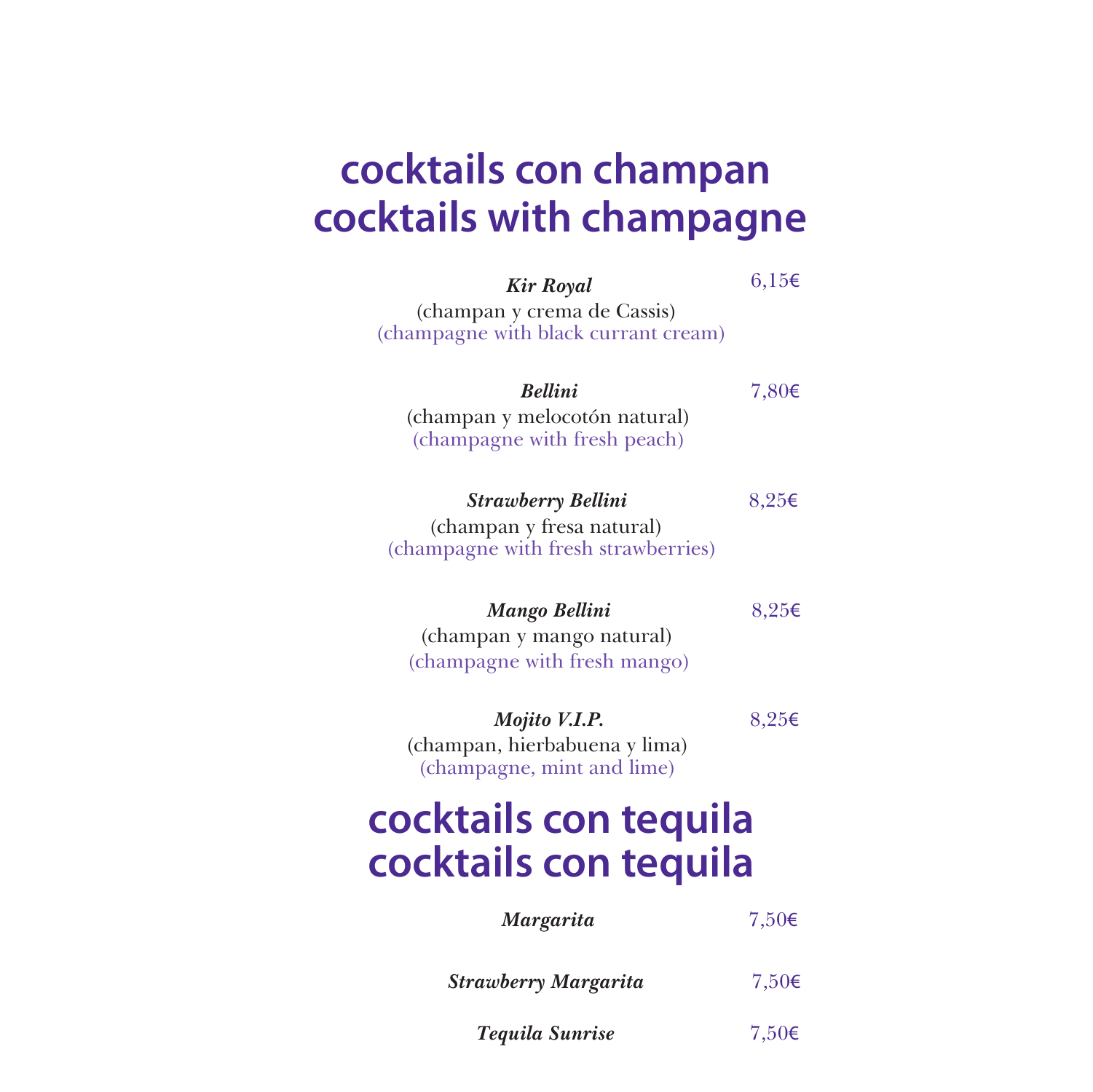# cocktails con champan
# cocktails with champagne

***Kir Royal*** 6,15€
(champan y crema de Cassis)
(champagne with black currant cream)

***Bellini*** 7,80€
(champan y melocotón natural)
(champagne with fresh peach)

***Strawberry Bellini*** 8,25€
(champan y fresa natural)
(champagne with fresh strawberries)

***Mango Bellini*** 8,25€
(champan y mango natural)
(champagne with fresh mango)

***Mojito V.I.P.*** 8,25€
(champan, hierbabuena y lima)
(champagne, mint and lime)

# cocktails con tequila
# cocktails con tequila

***Margarita*** 7,50€

***Strawberry Margarita*** 7,50€

***Tequila Sunrise*** 7,50€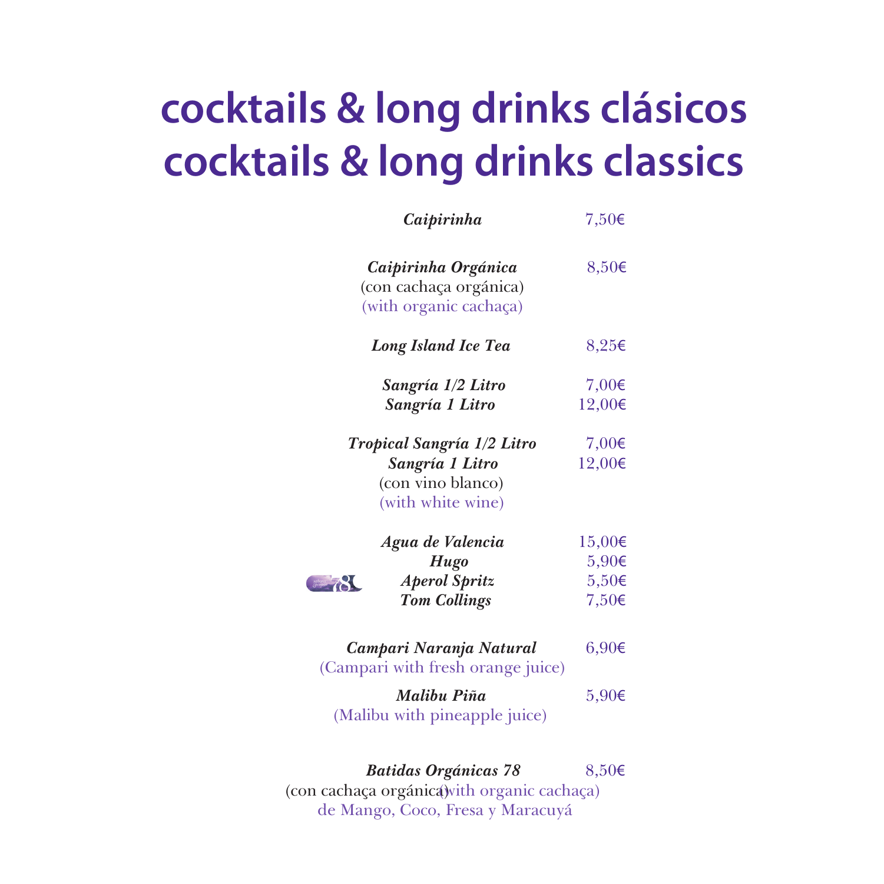# cocktails & long drinks clásicos
# cocktails & long drinks classics

| | |
|---|---|
| ***Caipirinha*** | 7,50€ |
| ***Caipirinha Orgánica***<br>(con cachaça orgánica)<br>(with organic cachaça) | 8,50€ |
| ***Long Island Ice Tea*** | 8,25€ |
| ***Sangría 1/2 Litro*** | 7,00€ |
| ***Sangría 1 Litro*** | 12,00€ |
| ***Tropical Sangría 1/2 Litro*** | 7,00€ |
| ***Sangría 1 Litro***<br>(con vino blanco)<br>(with white wine) | 12,00€ |
| ***Agua de Valencia*** | 15,00€ |
| ***Hugo*** | 5,90€ |
| ***Aperol Spritz*** | 5,50€ |
| ***Tom Collings*** | 7,50€ |
| ***Campari Naranja Natural***<br>(Campari with fresh orange juice) | 6,90€ |
| ***Malibu Piña***<br>(Malibu with pineapple juice) | 5,90€ |
| ***Batidas Orgánicas 78***<br>(con cachaça orgánica)(with organic cachaça)<br>de Mango, Coco, Fresa y Maracuyá | 8,50€ |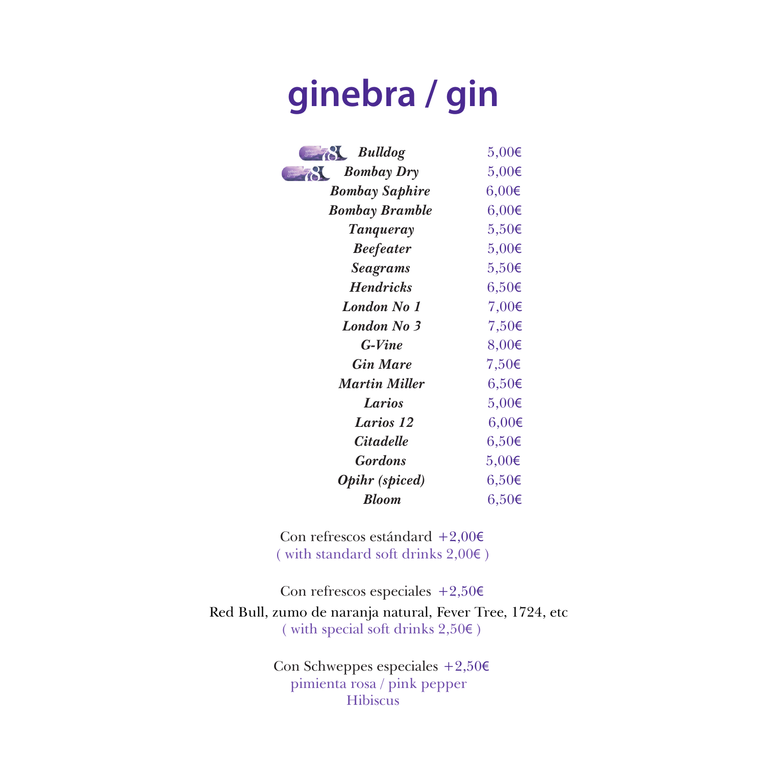# ginebra / gin

| | |
|---|---|
| ***Bulldog*** | 5,00€ |
| ***Bombay Dry*** | 5,00€ |
| ***Bombay Saphire*** | 6,00€ |
| ***Bombay Bramble*** | 6,00€ |
| ***Tanqueray*** | 5,50€ |
| ***Beefeater*** | 5,00€ |
| ***Seagrams*** | 5,50€ |
| ***Hendricks*** | 6,50€ |
| ***London No 1*** | 7,00€ |
| ***London No 3*** | 7,50€ |
| ***G-Vine*** | 8,00€ |
| ***Gin Mare*** | 7,50€ |
| ***Martin Miller*** | 6,50€ |
| ***Larios*** | 5,00€ |
| ***Larios 12*** | 6,00€ |
| ***Citadelle*** | 6,50€ |
| ***Gordons*** | 5,00€ |
| ***Ophir (spiced)*** | 6,50€ |
| ***Bloom*** | 6,50€ |

Con refrescos estándard +2,00€
( with standard soft drinks 2,00€ )

Con refrescos especiales +2,50€
Red Bull, zumo de naranja natural, Fever Tree, 1724, etc
( with special soft drinks 2,50€ )

Con Schweppes especiales +2,50€
pimienta rosa / pink pepper
Hibiscus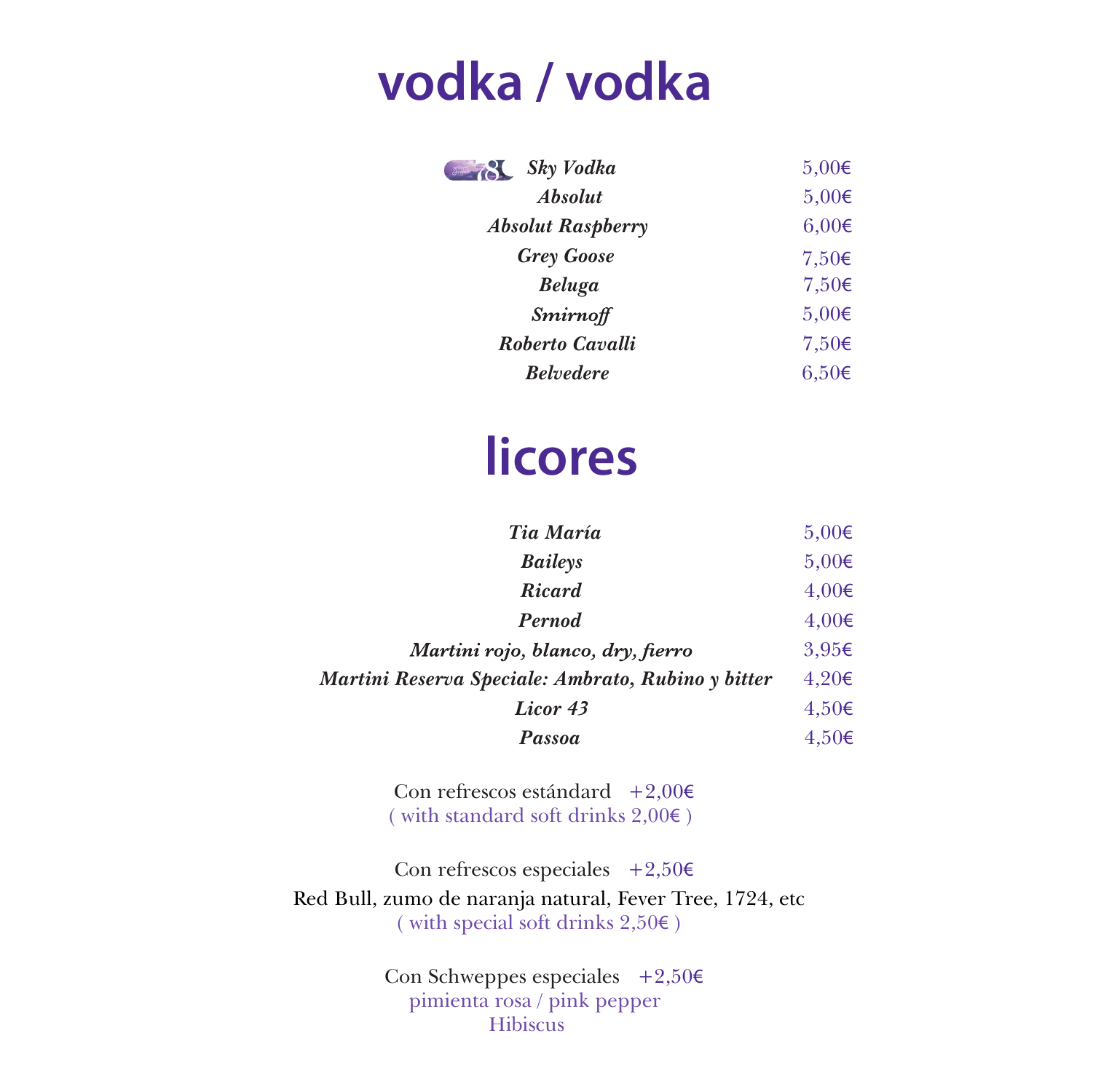# vodka / vodka

| | |
|---|---|
| ***Sky Vodka*** | 5,00€ |
| ***Absolut*** | 5,00€ |
| ***Absolut Raspberry*** | 6,00€ |
| ***Grey Goose*** | 7,50€ |
| ***Beluga*** | 7,50€ |
| ***Smirnoff*** | 5,00€ |
| ***Roberto Cavalli*** | 7,50€ |
| ***Belvedere*** | 6,50€ |

# licores

| | |
|---|---|
| ***Tia María*** | 5,00€ |
| ***Baileys*** | 5,00€ |
| ***Ricard*** | 4,00€ |
| ***Pernod*** | 4,00€ |
| ***Martini rojo, blanco, dry, fierro*** | 3,95€ |
| ***Martini Reserva Speciale: Ambrato, Rubino y bitter*** | 4,20€ |
| ***Licor 43*** | 4,50€ |
| ***Passoa*** | 4,50€ |

Con refrescos estándar +2,00€
( with standard soft drinks 2,00€ )

Con refrescos especiales +2,50€
Red Bull, zumo de naranja natural, Fever Tree, 1724, etc
( with special soft drinks 2,50€ )

Con Schweppes especiales +2,50€
pimienta rosa / pink pepper
Hibiscus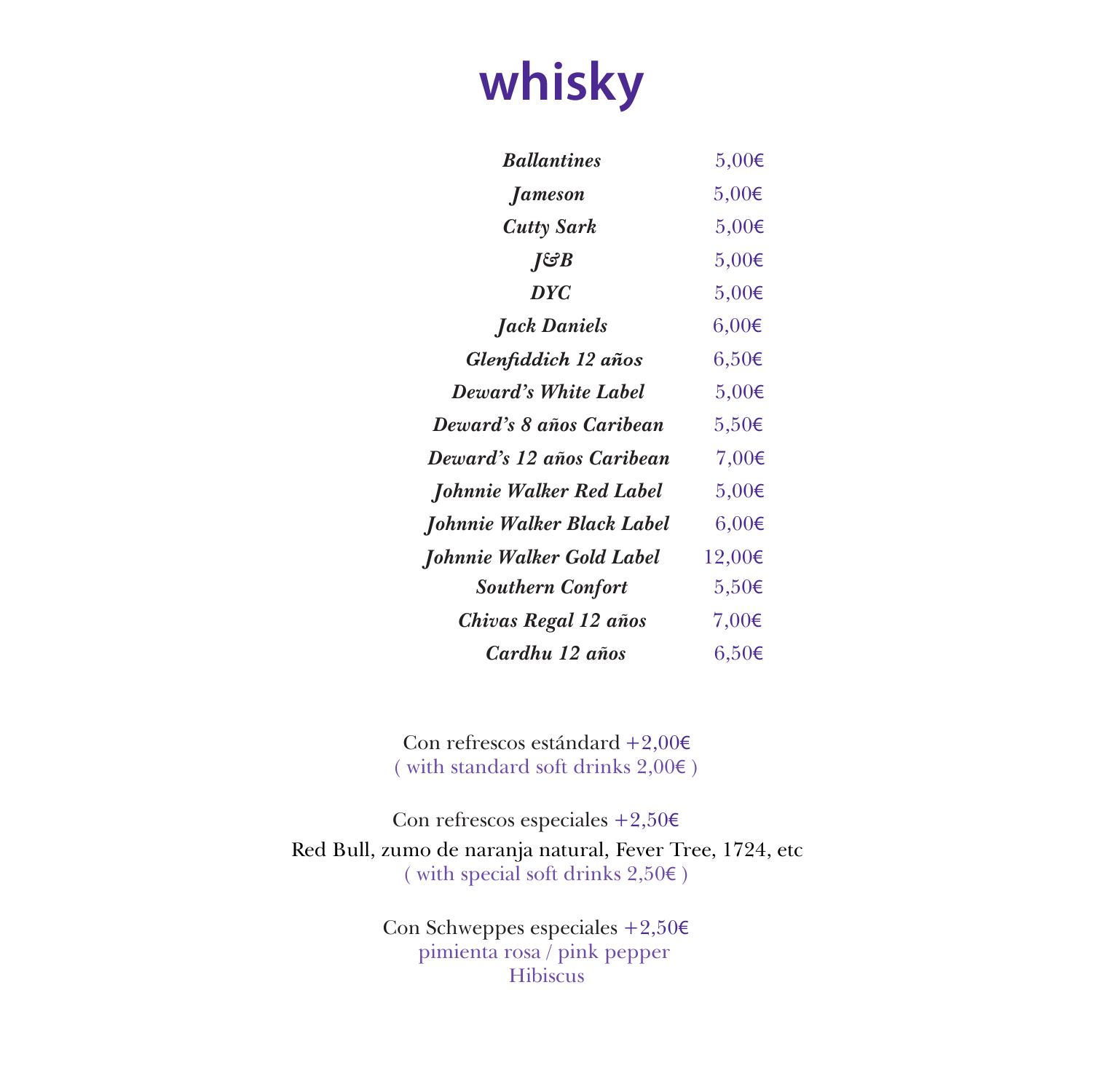# whisky

| | |
|---|---|
| *Ballantines* | 5,00€ |
| *Jameson* | 5,00€ |
| *Cutty Sark* | 5,00€ |
| *J&B* | 5,00€ |
| *DYC* | 5,00€ |
| *Jack Daniels* | 6,00€ |
| *Glenfiddich 12 años* | 6,50€ |
| *Deward's White Label* | 5,00€ |
| *Deward's 8 años Caribean* | 5,50€ |
| *Deward's 12 años Caribean* | 7,00€ |
| *Johnnie Walker Red Label* | 5,00€ |
| *Johnnie Walker Black Label* | 6,00€ |
| *Johnnie Walker Gold Label* | 12,00€ |
| *Southern Confort* | 5,50€ |
| *Chivas Regal 12 años* | 7,00€ |
| *Cardhu 12 años* | 6,50€ |

Con refrescos estándar +2,00€
( with standard soft drinks 2,00€ )

Con refrescos especiales +2,50€
Red Bull, zumo de naranja natural, Fever Tree, 1724, etc
( with special soft drinks 2,50€ )

Con Schweppes especiales +2,50€
pimienta rosa / pink pepper
Hibiscus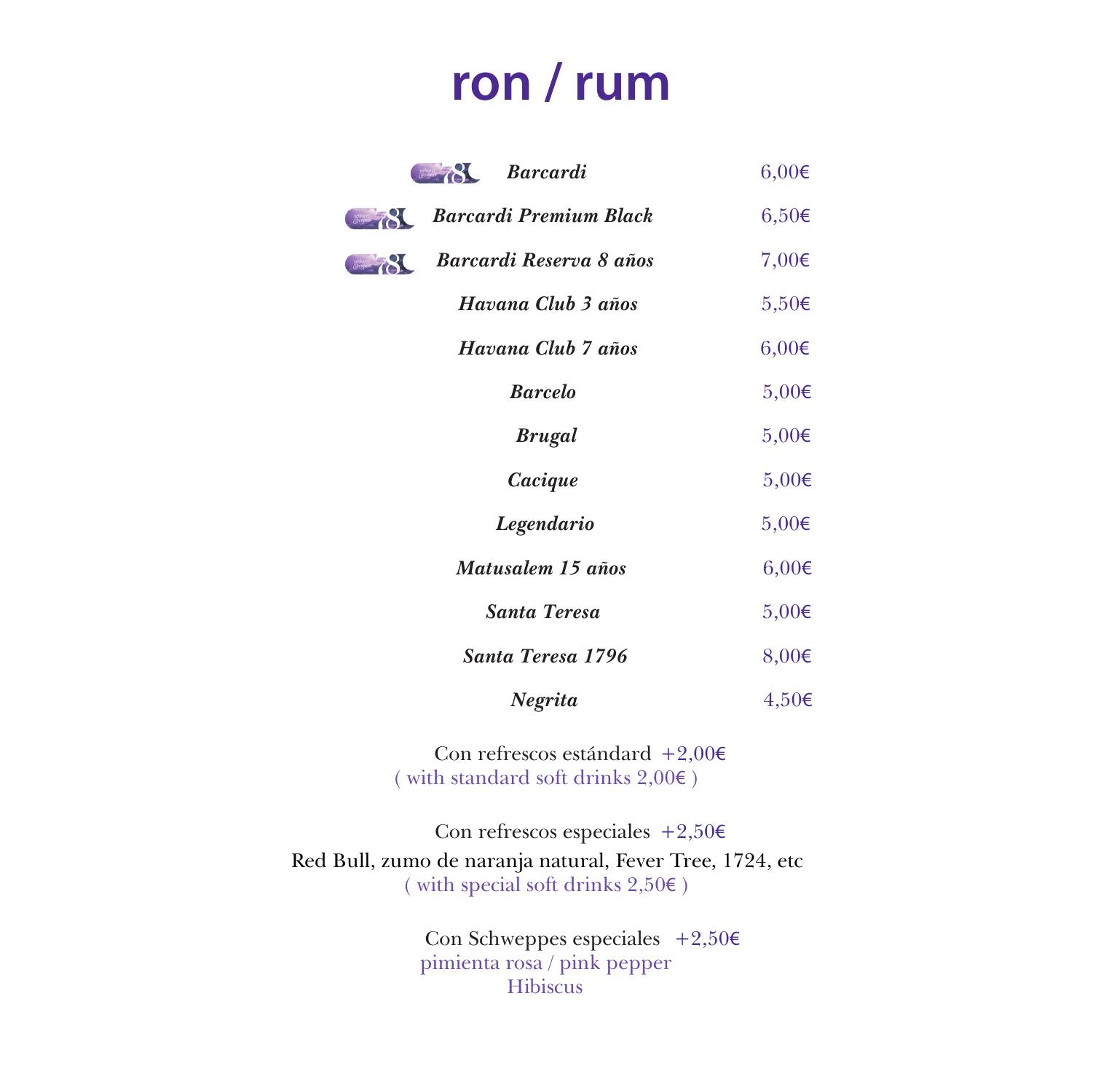# ron / rum

| | |
|---|---|
| *Barcardi* | 6,00€ |
| *Barcardi Premium Black* | 6,50€ |
| *Barcardi Reserva 8 años* | 7,00€ |
| *Havana Club 3 años* | 5,50€ |
| *Havana Club 7 años* | 6,00€ |
| *Barcelo* | 5,00€ |
| *Brugal* | 5,00€ |
| *Cacique* | 5,00€ |
| *Legendario* | 5,00€ |
| *Matusalem 15 años* | 6,00€ |
| *Santa Teresa* | 5,00€ |
| *Santa Teresa 1796* | 8,00€ |
| *Negrita* | 4,50€ |

Con refrescos estándard +2,00€
( with standard soft drinks 2,00€ )

Con refrescos especiales +2,50€
Red Bull, zumo de naranja natural, Fever Tree, 1724, etc
( with special soft drinks 2,50€ )

Con Schweppes especiales +2,50€
pimienta rosa / pink pepper
Hibiscus